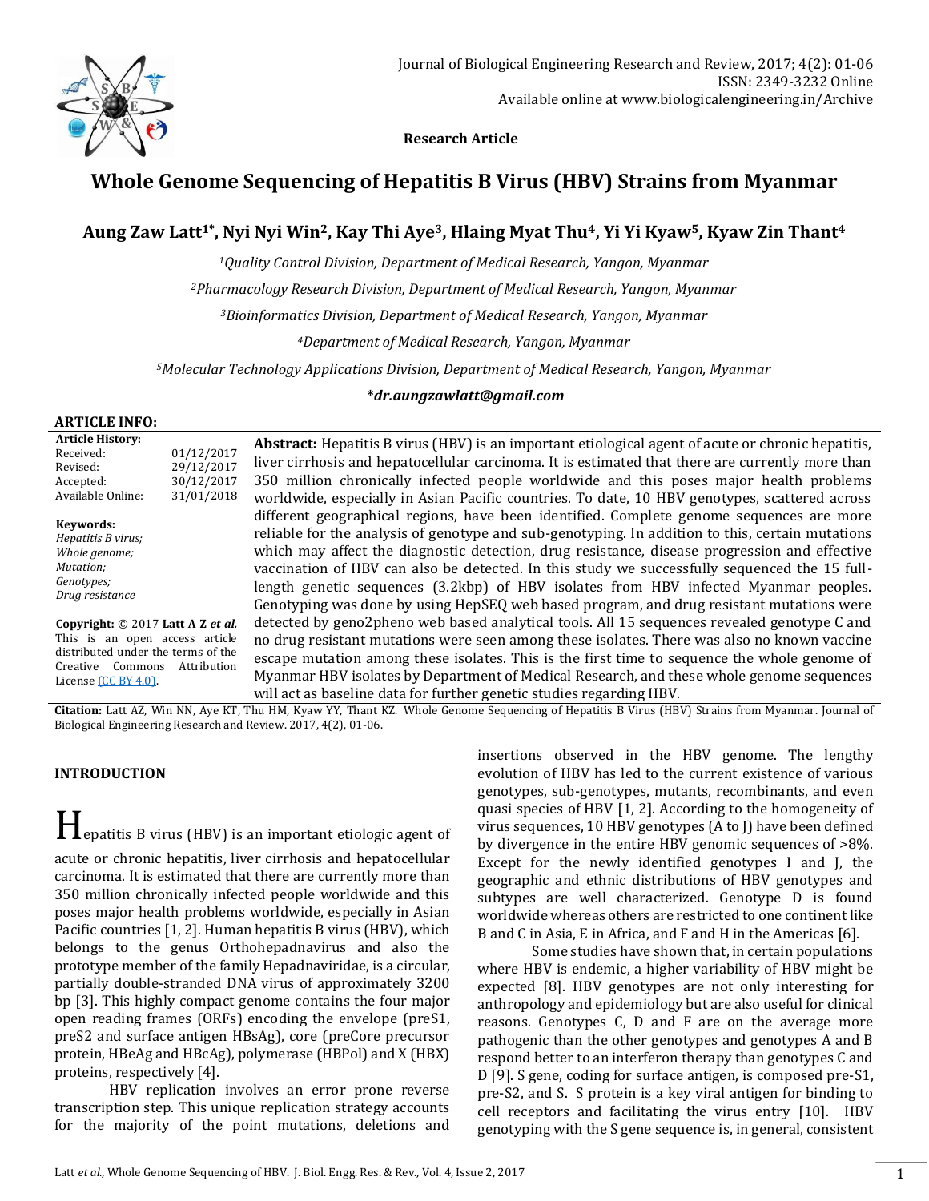Research Article

# Whole Genome Sequencing of Hepatitis B Virus (HBV) Strains from Myanmar

**Aung Zaw Latt[1*], Nyi Nyi Win[2], Kay Thi Aye[3], Hlaing Myat Thu[4], Yi Yi Kyaw[5], Kyaw Zin Thant[4]**

[1]*Quality Control Division, Department of Medical Research, Yangon, Myanmar*

[2]*Pharmacology Research Division, Department of Medical Research, Yangon, Myanmar*

[3]*Bioinformatics Division, Department of Medical Research, Yangon, Myanmar*

[4]*Department of Medical Research, Yangon, Myanmar*

[5]*Molecular Technology Applications Division, Department of Medical Research, Yangon, Myanmar*

***dr.aungzawlatt@gmail.com**

**ARTICLE INFO:**

**Article History:**

| | |
|---|---|
| Received: | 01/12/2017 |
| Revised: | 29/12/2017 |
| Accepted: | 30/12/2017 |
| Available Online: | 31/01/2018 |

**Keywords:**
*Hepatitis B virus; Whole genome; Mutation; Genotypes; Drug resistance*

**Copyright:** © 2017 **Latt A Z *et al.*** This is an open access article distributed under the terms of the Creative Commons Attribution License (CC BY 4.0).

**Abstract:** Hepatitis B virus (HBV) is an important etiological agent of acute or chronic hepatitis, liver cirrhosis and hepatocellular carcinoma. It is estimated that there are currently more than 350 million chronically infected people worldwide and this poses major health problems worldwide, especially in Asian Pacific countries. To date, 10 HBV genotypes, scattered across different geographical regions, have been identified. Complete genome sequences are more reliable for the analysis of genotype and sub-genotyping. In addition to this, certain mutations which may affect the diagnostic detection, drug resistance, disease progression and effective vaccination of HBV can also be detected. In this study we successfully sequenced the 15 full-length genetic sequences (3.2kbp) of HBV isolates from HBV infected Myanmar peoples. Genotyping was done by using HepSEQ web based program, and drug resistant mutations were detected by geno2pheno web based analytical tools. All 15 sequences revealed genotype C and no drug resistant mutations were seen among these isolates. There was also no known vaccine escape mutation among these isolates. This is the first time to sequence the whole genome of Myanmar HBV isolates by Department of Medical Research, and these whole genome sequences will act as baseline data for further genetic studies regarding HBV.

**Citation:** Latt AZ, Win NN, Aye KT, Thu HM, Kyaw YY, Thant KZ. Whole Genome Sequencing of Hepatitis B Virus (HBV) Strains from Myanmar. Journal of Biological Engineering Research and Review. 2017, 4(2), 01-06.

## INTRODUCTION

Hepatitis B virus (HBV) is an important etiologic agent of acute or chronic hepatitis, liver cirrhosis and hepatocellular carcinoma. It is estimated that there are currently more than 350 million chronically infected people worldwide and this poses major health problems worldwide, especially in Asian Pacific countries [1, 2]. Human hepatitis B virus (HBV), which belongs to the genus Orthohepadnavirus and also the prototype member of the family Hepadnaviridae, is a circular, partially double-stranded DNA virus of approximately 3200 bp [3]. This highly compact genome contains the four major open reading frames (ORFs) encoding the envelope (preS1, preS2 and surface antigen HBsAg), core (preCore precursor protein, HBeAg and HBcAg), polymerase (HBPol) and X (HBX) proteins, respectively [4].

HBV replication involves an error prone reverse transcription step. This unique replication strategy accounts for the majority of the point mutations, deletions and insertions observed in the HBV genome. The lengthy evolution of HBV has led to the current existence of various genotypes, sub-genotypes, mutants, recombinants, and even quasi species of HBV [1, 2]. According to the homogeneity of virus sequences, 10 HBV genotypes (A to J) have been defined by divergence in the entire HBV genomic sequences of >8%. Except for the newly identified genotypes I and J, the geographic and ethnic distributions of HBV genotypes and subtypes are well characterized. Genotype D is found worldwide whereas others are restricted to one continent like B and C in Asia, E in Africa, and F and H in the Americas [6].

Some studies have shown that, in certain populations where HBV is endemic, a higher variability of HBV might be expected [8]. HBV genotypes are not only interesting for anthropology and epidemiology but are also useful for clinical reasons. Genotypes C, D and F are on the average more pathogenic than the other genotypes and genotypes A and B respond better to an interferon therapy than genotypes C and D [9]. S gene, coding for surface antigen, is composed pre-S1, pre-S2, and S. S protein is a key viral antigen for binding to cell receptors and facilitating the virus entry [10]. HBV genotyping with the S gene sequence is, in general, consistent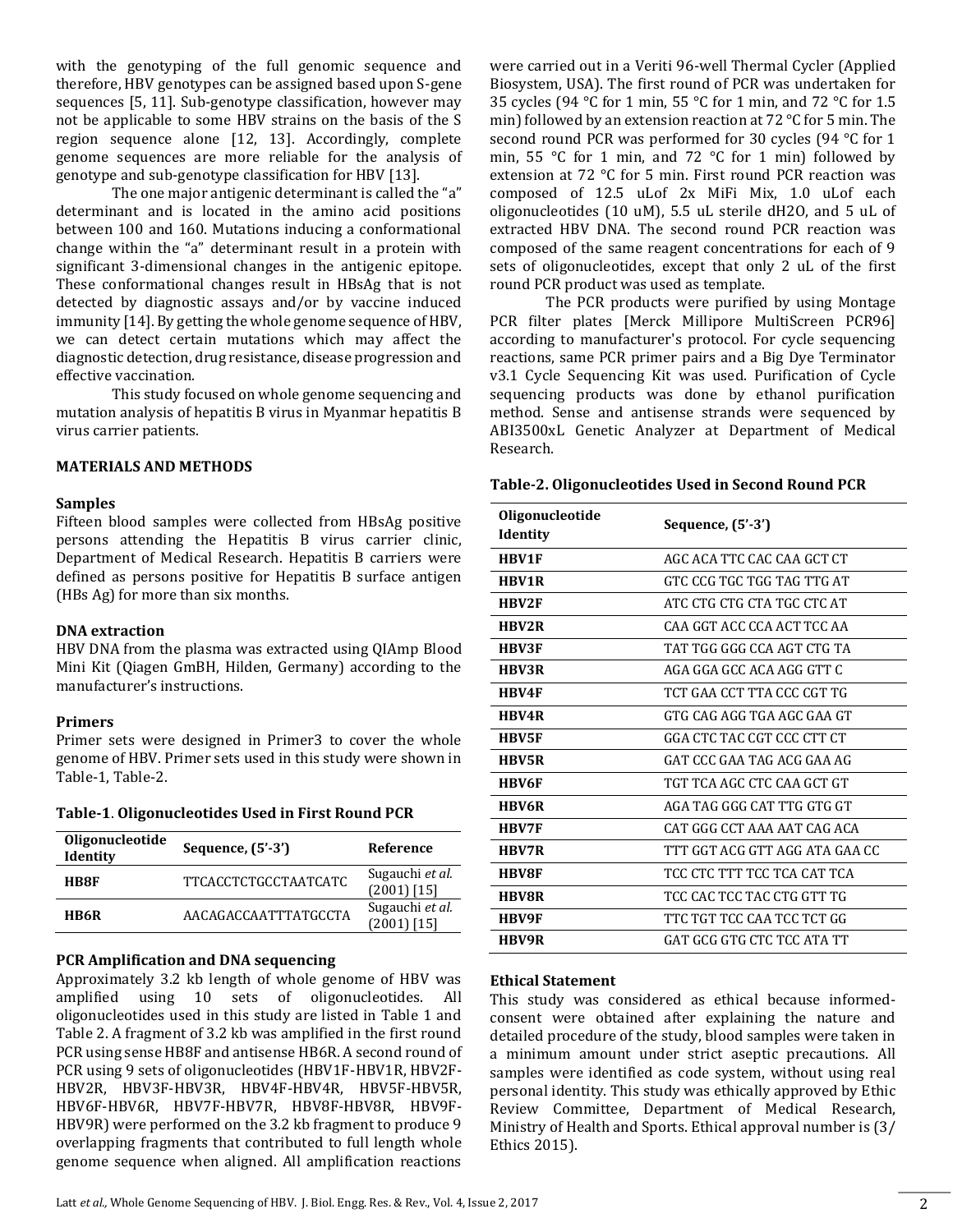with the genotyping of the full genomic sequence and therefore, HBV genotypes can be assigned based upon S-gene sequences [5, 11]. Sub-genotype classification, however may not be applicable to some HBV strains on the basis of the S region sequence alone [12, 13]. Accordingly, complete genome sequences are more reliable for the analysis of genotype and sub-genotype classification for HBV [13].

The one major antigenic determinant is called the "a" determinant and is located in the amino acid positions between 100 and 160. Mutations inducing a conformational change within the "a" determinant result in a protein with significant 3-dimensional changes in the antigenic epitope. These conformational changes result in HBsAg that is not detected by diagnostic assays and/or by vaccine induced immunity [14]. By getting the whole genome sequence of HBV, we can detect certain mutations which may affect the diagnostic detection, drug resistance, disease progression and effective vaccination.

This study focused on whole genome sequencing and mutation analysis of hepatitis B virus in Myanmar hepatitis B virus carrier patients.

## MATERIALS AND METHODS

### Samples

Fifteen blood samples were collected from HBsAg positive persons attending the Hepatitis B virus carrier clinic, Department of Medical Research. Hepatitis B carriers were defined as persons positive for Hepatitis B surface antigen (HBs Ag) for more than six months.

### DNA extraction

HBV DNA from the plasma was extracted using QIAmp Blood Mini Kit (Qiagen GmBH, Hilden, Germany) according to the manufacturer's instructions.

### Primers

Primer sets were designed in Primer3 to cover the whole genome of HBV. Primer sets used in this study were shown in Table-1, Table-2.

**Table-1. Oligonucleotides Used in First Round PCR**

| Oligonucleotide Identity | Sequence, (5'-3') | Reference |
|---|---|---|
| **HB8F** | TTCACCTCTGCCTAATCATC | Sugauchi *et al.* (2001) [15] |
| **HB6R** | AACAGACCAATTTATGCCTA | Sugauchi *et al.* (2001) [15] |

### PCR Amplification and DNA sequencing

Approximately 3.2 kb length of whole genome of HBV was amplified using 10 sets of oligonucleotides. All oligonucleotides used in this study are listed in Table 1 and Table 2. A fragment of 3.2 kb was amplified in the first round PCR using sense HB8F and antisense HB6R. A second round of PCR using 9 sets of oligonucleotides (HBV1F-HBV1R, HBV2F-HBV2R, HBV3F-HBV3R, HBV4F-HBV4R, HBV5F-HBV5R, HBV6F-HBV6R, HBV7F-HBV7R, HBV8F-HBV8R, HBV9F-HBV9R) were performed on the 3.2 kb fragment to produce 9 overlapping fragments that contributed to full length whole genome sequence when aligned. All amplification reactions were carried out in a Veriti 96-well Thermal Cycler (Applied Biosystem, USA). The first round of PCR was undertaken for 35 cycles (94 °C for 1 min, 55 °C for 1 min, and 72 °C for 1.5 min) followed by an extension reaction at 72 °C for 5 min. The second round PCR was performed for 30 cycles (94 °C for 1 min, 55 °C for 1 min, and 72 °C for 1 min) followed by extension at 72 °C for 5 min. First round PCR reaction was composed of 12.5 uLof 2x MiFi Mix, 1.0 uLof each oligonucleotides (10 uM), 5.5 uL sterile dH2O, and 5 uL of extracted HBV DNA. The second round PCR reaction was composed of the same reagent concentrations for each of 9 sets of oligonucleotides, except that only 2 uL of the first round PCR product was used as template.

The PCR products were purified by using Montage PCR filter plates [Merck Millipore MultiScreen PCR96] according to manufacturer's protocol. For cycle sequencing reactions, same PCR primer pairs and a Big Dye Terminator v3.1 Cycle Sequencing Kit was used. Purification of Cycle sequencing products was done by ethanol purification method. Sense and antisense strands were sequenced by ABI3500xL Genetic Analyzer at Department of Medical Research.

**Table-2. Oligonucleotides Used in Second Round PCR**

| Oligonucleotide Identity | Sequence, (5'-3') |
|---|---|
| **HBV1F** | AGC ACA TTC CAC CAA GCT CT |
| **HBV1R** | GTC CCG TGC TGG TAG TTG AT |
| **HBV2F** | ATC CTG CTG CTA TGC CTC AT |
| **HBV2R** | CAA GGT ACC CCA ACT TCC AA |
| **HBV3F** | TAT TGG GGG CCA AGT CTG TA |
| **HBV3R** | AGA GGA GCC ACA AGG GTT C |
| **HBV4F** | TCT GAA CCT TTA CCC CGT TG |
| **HBV4R** | GTG CAG AGG TGA AGC GAA GT |
| **HBV5F** | GGA CTC TAC CGT CCC CTT CT |
| **HBV5R** | GAT CCC GAA TAG ACG GAA AG |
| **HBV6F** | TGT TCA AGC CTC CAA GCT GT |
| **HBV6R** | AGA TAG GGG CAT TTG GTG GT |
| **HBV7F** | CAT GGG CCT AAA AAT CAG ACA |
| **HBV7R** | TTT GGT ACG GTT AGG ATA GAA CC |
| **HBV8F** | TCC CTC TTT TCC TCA CAT TCA |
| **HBV8R** | TCC CAC TCC TAC CTG GTT TG |
| **HBV9F** | TTC TGT TCC CAA TCC TCT GG |
| **HBV9R** | GAT GCG GTG CTC TCC ATA TT |

### Ethical Statement

This study was considered as ethical because informed-consent were obtained after explaining the nature and detailed procedure of the study, blood samples were taken in a minimum amount under strict aseptic precautions. All samples were identified as code system, without using real personal identity. This study was ethically approved by Ethic Review Committee, Department of Medical Research, Ministry of Health and Sports. Ethical approval number is (3/ Ethics 2015).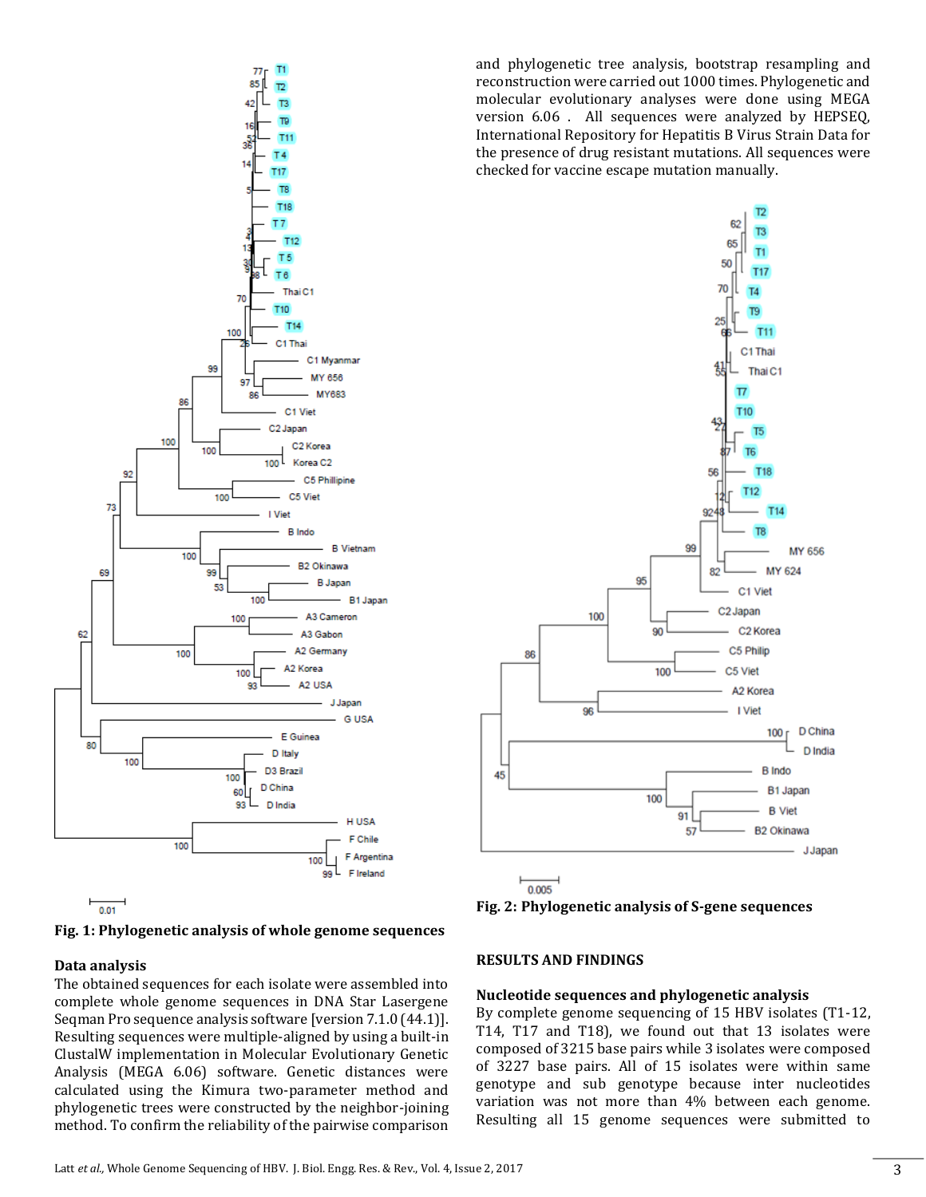Fig. 1: Phylogenetic analysis of whole genome sequences

Fig. 2: Phylogenetic analysis of S-gene sequences

### Data analysis

The obtained sequences for each isolate were assembled into complete whole genome sequences in DNA Star Lasergene Seqman Pro sequence analysis software [version 7.1.0 (44.1)]. Resulting sequences were multiple-aligned by using a built-in ClustalW implementation in Molecular Evolutionary Genetic Analysis (MEGA 6.06) software. Genetic distances were calculated using the Kimura two-parameter method and phylogenetic trees were constructed by the neighbor-joining method. To confirm the reliability of the pairwise comparison and phylogenetic tree analysis, bootstrap resampling and reconstruction were carried out 1000 times. Phylogenetic and molecular evolutionary analyses were done using MEGA version 6.06 . All sequences were analyzed by HEPSEQ, International Repository for Hepatitis B Virus Strain Data for the presence of drug resistant mutations. All sequences were checked for vaccine escape mutation manually.

## RESULTS AND FINDINGS

### Nucleotide sequences and phylogenetic analysis

By complete genome sequencing of 15 HBV isolates (T1-12, T14, T17 and T18), we found out that 13 isolates were composed of 3215 base pairs while 3 isolates were composed of 3227 base pairs. All of 15 isolates were within same genotype and sub genotype because inter nucleotides variation was not more than 4% between each genome. Resulting all 15 genome sequences were submitted to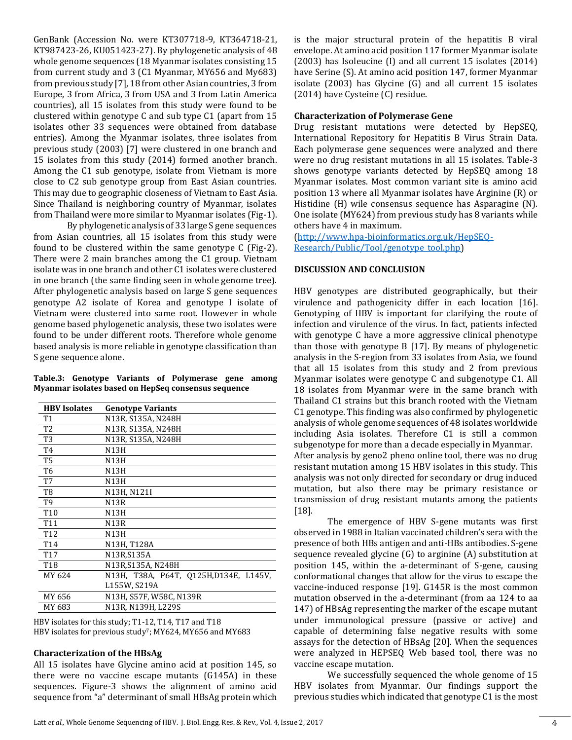GenBank (Accession No. were KT307718-9, KT364718-21, KT987423-26, KU051423-27). By phylogenetic analysis of 48 whole genome sequences (18 Myanmar isolates consisting 15 from current study and 3 (C1 Myanmar, MY656 and My683) from previous study [7], 18 from other Asian countries, 3 from Europe, 3 from Africa, 3 from USA and 3 from Latin America countries), all 15 isolates from this study were found to be clustered within genotype C and sub type C1 (apart from 15 isolates other 33 sequences were obtained from database entries). Among the Myanmar isolates, three isolates from previous study (2003) [7] were clustered in one branch and 15 isolates from this study (2014) formed another branch. Among the C1 sub genotype, isolate from Vietnam is more close to C2 sub genotype group from East Asian countries. This may due to geographic closeness of Vietnam to East Asia. Since Thailand is neighboring country of Myanmar, isolates from Thailand were more similar to Myanmar isolates (Fig-1).

By phylogenetic analysis of 33 large S gene sequences from Asian countries, all 15 isolates from this study were found to be clustered within the same genotype C (Fig-2). There were 2 main branches among the C1 group. Vietnam isolate was in one branch and other C1 isolates were clustered in one branch (the same finding seen in whole genome tree). After phylogenetic analysis based on large S gene sequences genotype A2 isolate of Korea and genotype I isolate of Vietnam were clustered into same root. However in whole genome based phylogenetic analysis, these two isolates were found to be under different roots. Therefore whole genome based analysis is more reliable in genotype classification than S gene sequence alone.

**Table.3: Genotype Variants of Polymerase gene among Myanmar isolates based on HepSeq consensus sequence**

| HBV Isolates | Genotype Variants |
|---|---|
| T1 | N13R, S135A, N248H |
| T2 | N13R, S135A, N248H |
| T3 | N13R, S135A, N248H |
| T4 | N13H |
| T5 | N13H |
| T6 | N13H |
| T7 | N13H |
| T8 | N13H, N121I |
| T9 | N13R |
| T10 | N13H |
| T11 | N13R |
| T12 | N13H |
| T14 | N13H, T128A |
| T17 | N13R,S135A |
| T18 | N13R,S135A, N248H |
| MY 624 | N13H, T38A, P64T, Q125H,D134E, L145V, L155W, S219A |
| MY 656 | N13H, S57F, W58C, N139R |
| MY 683 | N13R, N139H, L229S |

HBV isolates for this study; T1-12, T14, T17 and T18
HBV isolates for previous study[7]; MY624, MY656 and MY683

## Characterization of the HBsAg

All 15 isolates have Glycine amino acid at position 145, so there were no vaccine escape mutants (G145A) in these sequences. Figure-3 shows the alignment of amino acid sequence from "a" determinant of small HBsAg protein which is the major structural protein of the hepatitis B viral envelope. At amino acid position 117 former Myanmar isolate (2003) has Isoleucine (I) and all current 15 isolates (2014) have Serine (S). At amino acid position 147, former Myanmar isolate (2003) has Glycine (G) and all current 15 isolates (2014) have Cysteine (C) residue.

## Characterization of Polymerase Gene

Drug resistant mutations were detected by HepSEQ, International Repository for Hepatitis B Virus Strain Data. Each polymerase gene sequences were analyzed and there were no drug resistant mutations in all 15 isolates. Table-3 shows genotype variants detected by HepSEQ among 18 Myanmar isolates. Most common variant site is amino acid position 13 where all Myanmar isolates have Arginine (R) or Histidine (H) wile consensus sequence has Asparagine (N). One isolate (MY624) from previous study has 8 variants while others have 4 in maximum.

(http://www.hpa-bioinformatics.org.uk/HepSEQ-Research/Public/Tool/genotype_tool.php)

## DISCUSSION AND CONCLUSION

HBV genotypes are distributed geographically, but their virulence and pathogenicity differ in each location [16]. Genotyping of HBV is important for clarifying the route of infection and virulence of the virus. In fact, patients infected with genotype C have a more aggressive clinical phenotype than those with genotype B [17]. By means of phylogenetic analysis in the S-region from 33 isolates from Asia, we found that all 15 isolates from this study and 2 from previous Myanmar isolates were genotype C and subgenotype C1. All 18 isolates from Myanmar were in the same branch with Thailand C1 strains but this branch rooted with the Vietnam C1 genotype. This finding was also confirmed by phylogenetic analysis of whole genome sequences of 48 isolates worldwide including Asia isolates. Therefore C1 is still a common subgenotype for more than a decade especially in Myanmar. After analysis by geno2 pheno online tool, there was no drug resistant mutation among 15 HBV isolates in this study. This analysis was not only directed for secondary or drug induced mutation, but also there may be primary resistance or transmission of drug resistant mutants among the patients [18].

The emergence of HBV S-gene mutants was first observed in 1988 in Italian vaccinated children's sera with the presence of both HBs antigen and anti-HBs antibodies. S-gene sequence revealed glycine (G) to arginine (A) substitution at position 145, within the a-determinant of S-gene, causing conformational changes that allow for the virus to escape the vaccine-induced response [19]. G145R is the most common mutation observed in the a-determinant (from aa 124 to aa 147) of HBsAg representing the marker of the escape mutant under immunological pressure (passive or active) and capable of determining false negative results with some assays for the detection of HBsAg [20]. When the sequences were analyzed in HEPSEQ Web based tool, there was no vaccine escape mutation.

We successfully sequenced the whole genome of 15 HBV isolates from Myanmar. Our findings support the previous studies which indicated that genotype C1 is the most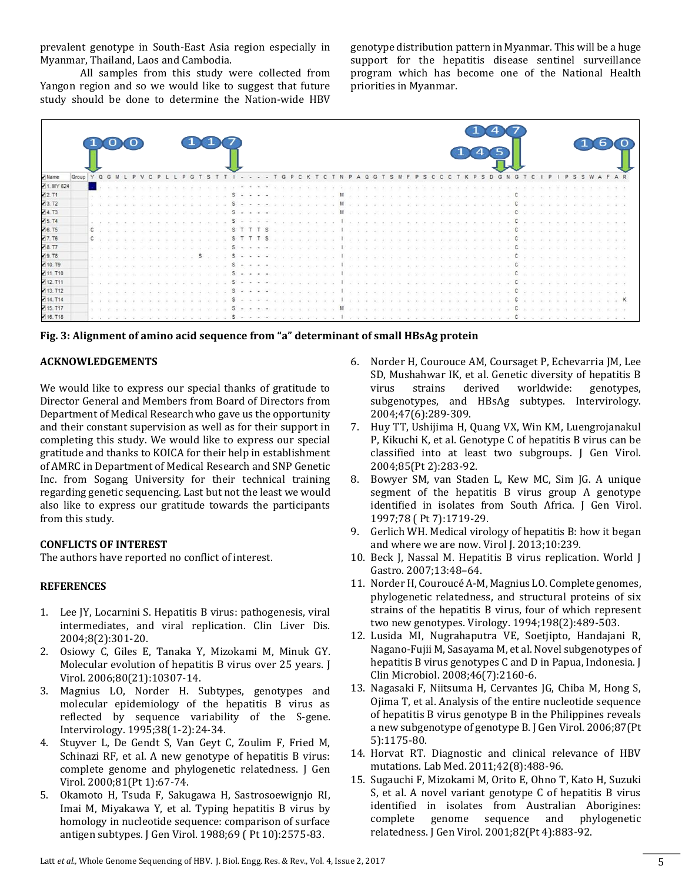prevalent genotype in South-East Asia region especially in Myanmar, Thailand, Laos and Cambodia.

All samples from this study were collected from Yangon region and so we would like to suggest that future study should be done to determine the Nation-wide HBV genotype distribution pattern in Myanmar. This will be a huge support for the hepatitis disease sentinel surveillance program which has become one of the National Health priorities in Myanmar.

**Fig. 3: Alignment of amino acid sequence from "a" determinant of small HBsAg protein**

### ACKNOWLEDGEMENTS

We would like to express our special thanks of gratitude to Director General and Members from Board of Directors from Department of Medical Research who gave us the opportunity and their constant supervision as well as for their support in completing this study. We would like to express our special gratitude and thanks to KOICA for their help in establishment of AMRC in Department of Medical Research and SNP Genetic Inc. from Sogang University for their technical training regarding genetic sequencing. Last but not the least we would also like to express our gratitude towards the participants from this study.

### CONFLICTS OF INTEREST

The authors have reported no conflict of interest.

### REFERENCES

1. Lee JY, Locarnini S. Hepatitis B virus: pathogenesis, viral intermediates, and viral replication. Clin Liver Dis. 2004;8(2):301-20.
2. Osiowy C, Giles E, Tanaka Y, Mizokami M, Minuk GY. Molecular evolution of hepatitis B virus over 25 years. J Virol. 2006;80(21):10307-14.
3. Magnius LO, Norder H. Subtypes, genotypes and molecular epidemiology of the hepatitis B virus as reflected by sequence variability of the S-gene. Intervirology. 1995;38(1-2):24-34.
4. Stuyver L, De Gendt S, Van Geyt C, Zoulim F, Fried M, Schinazi RF, et al. A new genotype of hepatitis B virus: complete genome and phylogenetic relatedness. J Gen Virol. 2000;81(Pt 1):67-74.
5. Okamoto H, Tsuda F, Sakugawa H, Sastrosoewignjo RI, Imai M, Miyakawa Y, et al. Typing hepatitis B virus by homology in nucleotide sequence: comparison of surface antigen subtypes. J Gen Virol. 1988;69 ( Pt 10):2575-83.
6. Norder H, Courouce AM, Coursaget P, Echevarria JM, Lee SD, Mushahwar IK, et al. Genetic diversity of hepatitis B virus strains derived worldwide: genotypes, subgenotypes, and HBsAg subtypes. Intervirology. 2004;47(6):289-309.
7. Huy TT, Ushijima H, Quang VX, Win KM, Luengrojanakul P, Kikuchi K, et al. Genotype C of hepatitis B virus can be classified into at least two subgroups. J Gen Virol. 2004;85(Pt 2):283-92.
8. Bowyer SM, van Staden L, Kew MC, Sim JG. A unique segment of the hepatitis B virus group A genotype identified in isolates from South Africa. J Gen Virol. 1997;78 ( Pt 7):1719-29.
9. Gerlich WH. Medical virology of hepatitis B: how it began and where we are now. Virol J. 2013;10:239.
10. Beck J, Nassal M. Hepatitis B virus replication. World J Gastro. 2007;13:48–64.
11. Norder H, Couroucé A-M, Magnius LO. Complete genomes, phylogenetic relatedness, and structural proteins of six strains of the hepatitis B virus, four of which represent two new genotypes. Virology. 1994;198(2):489-503.
12. Lusida MI, Nugrahaputra VE, Soetjipto, Handajani R, Nagano-Fujii M, Sasayama M, et al. Novel subgenotypes of hepatitis B virus genotypes C and D in Papua, Indonesia. J Clin Microbiol. 2008;46(7):2160-6.
13. Nagasaki F, Niitsuma H, Cervantes JG, Chiba M, Hong S, Ojima T, et al. Analysis of the entire nucleotide sequence of hepatitis B virus genotype B in the Philippines reveals a new subgenotype of genotype B. J Gen Virol. 2006;87(Pt 5):1175-80.
14. Horvat RT. Diagnostic and clinical relevance of HBV mutations. Lab Med. 2011;42(8):488-96.
15. Sugauchi F, Mizokami M, Orito E, Ohno T, Kato H, Suzuki S, et al. A novel variant genotype C of hepatitis B virus identified in isolates from Australian Aborigines: complete genome sequence and phylogenetic relatedness. J Gen Virol. 2001;82(Pt 4):883-92.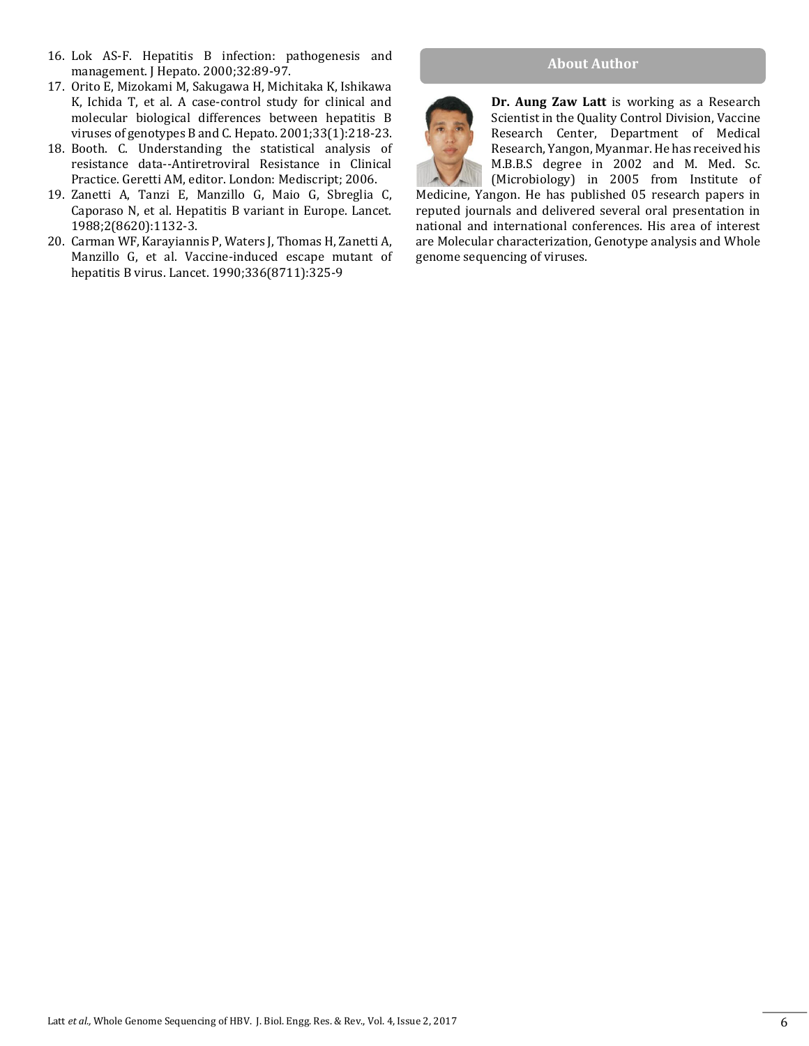16. Lok AS-F. Hepatitis B infection: pathogenesis and management. J Hepato. 2000;32:89-97.
17. Orito E, Mizokami M, Sakugawa H, Michitaka K, Ishikawa K, Ichida T, et al. A case-control study for clinical and molecular biological differences between hepatitis B viruses of genotypes B and C. Hepato. 2001;33(1):218-23.
18. Booth. C. Understanding the statistical analysis of resistance data--Antiretroviral Resistance in Clinical Practice. Geretti AM, editor. London: Mediscript; 2006.
19. Zanetti A, Tanzi E, Manzillo G, Maio G, Sbreglia C, Caporaso N, et al. Hepatitis B variant in Europe. Lancet. 1988;2(8620):1132-3.
20. Carman WF, Karayiannis P, Waters J, Thomas H, Zanetti A, Manzillo G, et al. Vaccine-induced escape mutant of hepatitis B virus. Lancet. 1990;336(8711):325-9

## About Author

**Dr. Aung Zaw Latt** is working as a Research Scientist in the Quality Control Division, Vaccine Research Center, Department of Medical Research, Yangon, Myanmar. He has received his M.B.B.S degree in 2002 and M. Med. Sc. (Microbiology) in 2005 from Institute of Medicine, Yangon. He has published 05 research papers in reputed journals and delivered several oral presentation in national and international conferences. His area of interest are Molecular characterization, Genotype analysis and Whole genome sequencing of viruses.